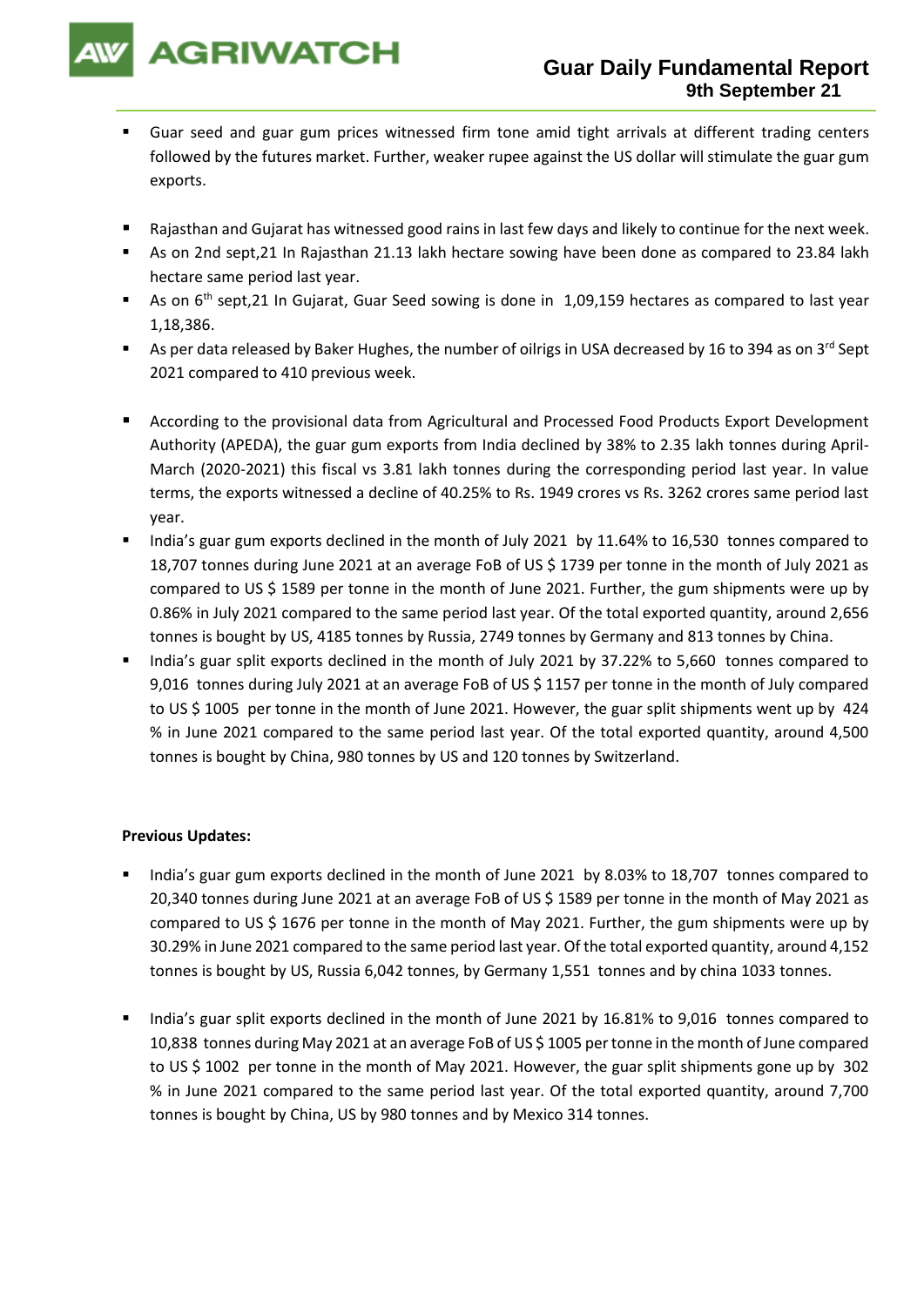# Guar Daily Fundamental Report

**9th September 21**

- Guar seed and guar gum prices witnessed firm tone amid tight arrivals at different trading centers followed by the futures market. Further, weaker rupee against the US dollar will stimulate the guar gum exports.

- Rajasthan and Gujarat has witnessed good rains in last few days and likely to continue for the next week.
- As on 2nd sept,21 In Rajasthan 21.13 lakh hectare sowing have been done as compared to 23.84 lakh hectare same period last year.
- As on 6th sept,21 In Gujarat, Guar Seed sowing is done in 1,09,159 hectares as compared to last year 1,18,386.
- As per data released by Baker Hughes, the number of oilrigs in USA decreased by 16 to 394 as on 3rd Sept 2021 compared to 410 previous week.

- According to the provisional data from Agricultural and Processed Food Products Export Development Authority (APEDA), the guar gum exports from India declined by 38% to 2.35 lakh tonnes during April-March (2020-2021) this fiscal vs 3.81 lakh tonnes during the corresponding period last year. In value terms, the exports witnessed a decline of 40.25% to Rs. 1949 crores vs Rs. 3262 crores same period last year.
- India's guar gum exports declined in the month of July 2021 by 11.64% to 16,530 tonnes compared to 18,707 tonnes during June 2021 at an average FoB of US $ 1739 per tonne in the month of July 2021 as compared to US $ 1589 per tonne in the month of June 2021. Further, the gum shipments were up by 0.86% in July 2021 compared to the same period last year. Of the total exported quantity, around 2,656 tonnes is bought by US, 4185 tonnes by Russia, 2749 tonnes by Germany and 813 tonnes by China.
- India's guar split exports declined in the month of July 2021 by 37.22% to 5,660 tonnes compared to 9,016 tonnes during July 2021 at an average FoB of US $ 1157 per tonne in the month of July compared to US $ 1005 per tonne in the month of June 2021. However, the guar split shipments went up by 424 % in June 2021 compared to the same period last year. Of the total exported quantity, around 4,500 tonnes is bought by China, 980 tonnes by US and 120 tonnes by Switzerland.

**Previous Updates:**

- India's guar gum exports declined in the month of June 2021 by 8.03% to 18,707 tonnes compared to 20,340 tonnes during June 2021 at an average FoB of US $ 1589 per tonne in the month of May 2021 as compared to US $ 1676 per tonne in the month of May 2021. Further, the gum shipments were up by 30.29% in June 2021 compared to the same period last year. Of the total exported quantity, around 4,152 tonnes is bought by US, Russia 6,042 tonnes, by Germany 1,551 tonnes and by china 1033 tonnes.

- India's guar split exports declined in the month of June 2021 by 16.81% to 9,016 tonnes compared to 10,838 tonnes during May 2021 at an average FoB of US $ 1005 per tonne in the month of June compared to US $ 1002 per tonne in the month of May 2021. However, the guar split shipments gone up by 302 % in June 2021 compared to the same period last year. Of the total exported quantity, around 7,700 tonnes is bought by China, US by 980 tonnes and by Mexico 314 tonnes.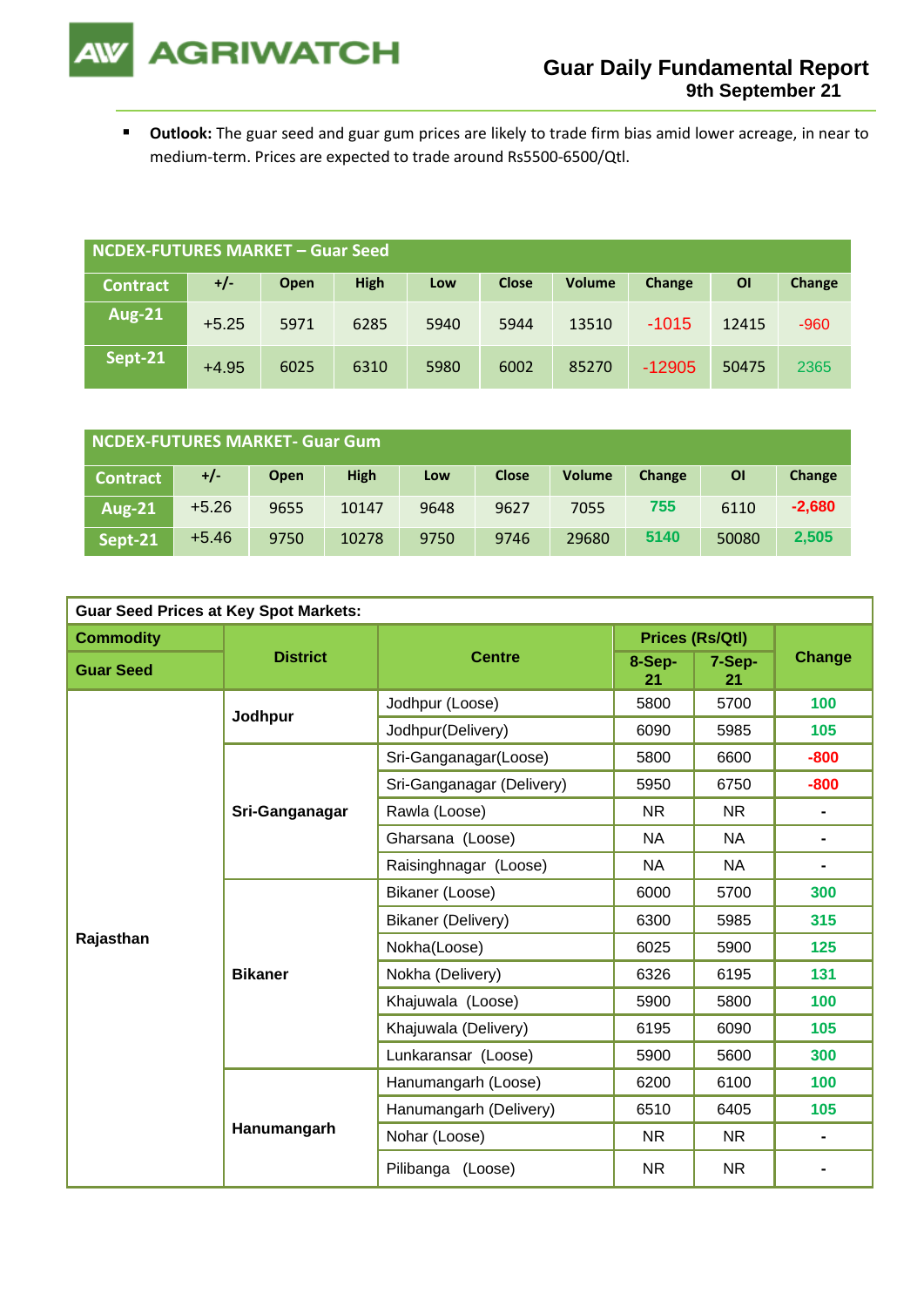- **Outlook:** The guar seed and guar gum prices are likely to trade firm bias amid lower acreage, in near to medium-term. Prices are expected to trade around Rs5500-6500/Qtl.

| NCDEX-FUTURES MARKET – Guar Seed | | | | | | | | | |
|---|---|---|---|---|---|---|---|---|---|
| Contract | +/- | Open | High | Low | Close | Volume | Change | OI | Change |
| Aug-21 | +5.25 | 5971 | 6285 | 5940 | 5944 | 13510 | -1015 | 12415 | -960 |
| Sept-21 | +4.95 | 6025 | 6310 | 5980 | 6002 | 85270 | -12905 | 50475 | 2365 |

| NCDEX-FUTURES MARKET- Guar Gum | | | | | | | | | |
|---|---|---|---|---|---|---|---|---|---|
| Contract | +/- | Open | High | Low | Close | Volume | Change | OI | Change |
| Aug-21 | +5.26 | 9655 | 10147 | 9648 | 9627 | 7055 | 755 | 6110 | -2,680 |
| Sept-21 | +5.46 | 9750 | 10278 | 9750 | 9746 | 29680 | 5140 | 50080 | 2,505 |

| Guar Seed Prices at Key Spot Markets: | | | | | |
|---|---|---|---|---|---|
| Commodity | District | Centre | Prices (Rs/Qtl) | | Change |
| Guar Seed | | | 8-Sep-21 | 7-Sep-21 | |
| Rajasthan | Jodhpur | Jodhpur (Loose) | 5800 | 5700 | 100 |
| | | Jodhpur(Delivery) | 6090 | 5985 | 105 |
| | Sri-Ganganagar | Sri-Ganganagar(Loose) | 5800 | 6600 | -800 |
| | | Sri-Ganganagar (Delivery) | 5950 | 6750 | -800 |
| | | Rawla (Loose) | NR | NR | - |
| | | Gharsana (Loose) | NA | NA | - |
| | | Raisinghnagar (Loose) | NA | NA | - |
| | Bikaner | Bikaner (Loose) | 6000 | 5700 | 300 |
| | | Bikaner (Delivery) | 6300 | 5985 | 315 |
| | | Nokha(Loose) | 6025 | 5900 | 125 |
| | | Nokha (Delivery) | 6326 | 6195 | 131 |
| | | Khajuwala (Loose) | 5900 | 5800 | 100 |
| | | Khajuwala (Delivery) | 6195 | 6090 | 105 |
| | | Lunkaransar (Loose) | 5900 | 5600 | 300 |
| | Hanumangarh | Hanumangarh (Loose) | 6200 | 6100 | 100 |
| | | Hanumangarh (Delivery) | 6510 | 6405 | 105 |
| | | Nohar (Loose) | NR | NR | - |
| | | Pilibanga (Loose) | NR | NR | - |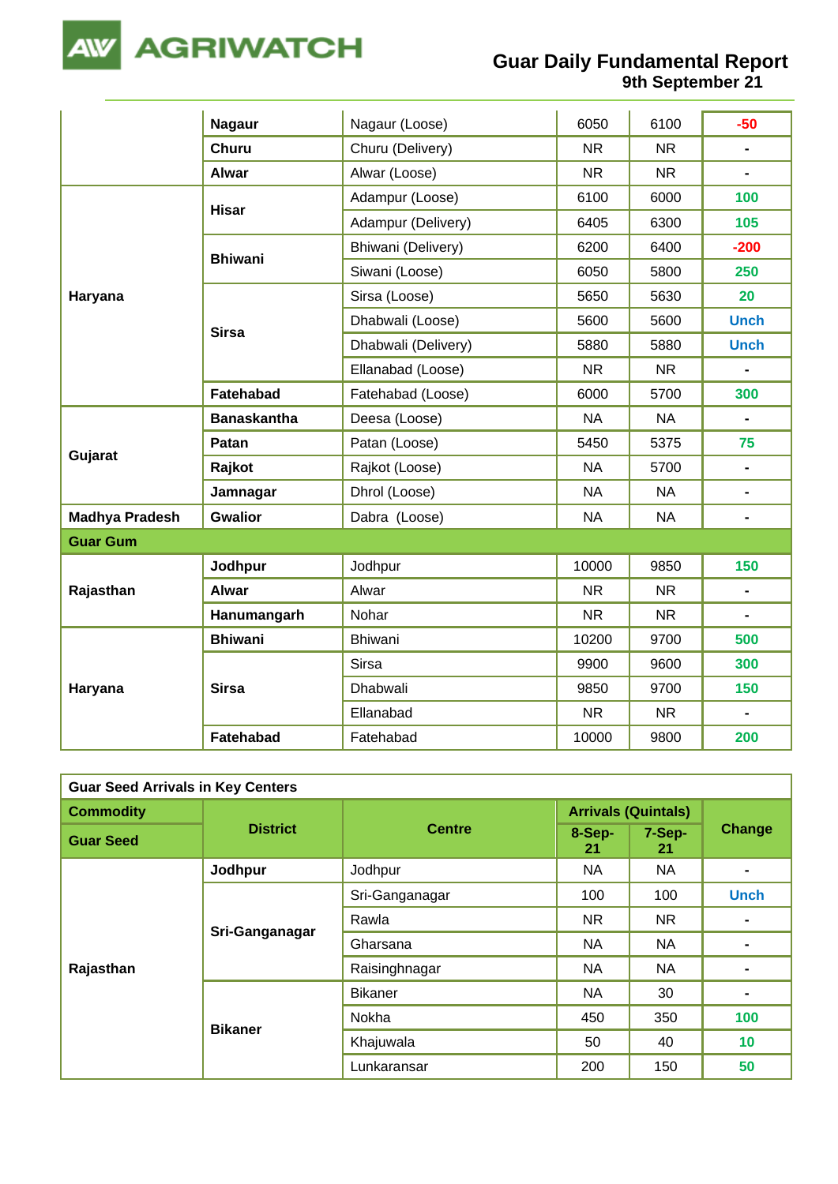| | | | | | |
|---|---|---|---|---|---|
| | **Nagaur** | Nagaur (Loose) | 6050 | 6100 | -50 |
| | **Churu** | Churu (Delivery) | NR | NR | - |
| | **Alwar** | Alwar (Loose) | NR | NR | - |
| **Haryana** | **Hisar** | Adampur (Loose) | 6100 | 6000 | 100 |
| | | Adampur (Delivery) | 6405 | 6300 | 105 |
| | **Bhiwani** | Bhiwani (Delivery) | 6200 | 6400 | -200 |
| | | Siwani (Loose) | 6050 | 5800 | 250 |
| | **Sirsa** | Sirsa (Loose) | 5650 | 5630 | 20 |
| | | Dhabwali (Loose) | 5600 | 5600 | Unch |
| | | Dhabwali (Delivery) | 5880 | 5880 | Unch |
| | | Ellanabad (Loose) | NR | NR | - |
| | **Fatehabad** | Fatehabad (Loose) | 6000 | 5700 | 300 |
| **Gujarat** | **Banaskantha** | Deesa (Loose) | NA | NA | - |
| | **Patan** | Patan (Loose) | 5450 | 5375 | 75 |
| | **Rajkot** | Rajkot (Loose) | NA | 5700 | - |
| | **Jamnagar** | Dhrol (Loose) | NA | NA | - |
| **Madhya Pradesh** | **Gwalior** | Dabra (Loose) | NA | NA | - |
| **Guar Gum** | | | | | |
| **Rajasthan** | **Jodhpur** | Jodhpur | 10000 | 9850 | 150 |
| | **Alwar** | Alwar | NR | NR | - |
| | **Hanumangarh** | Nohar | NR | NR | - |
| **Haryana** | **Bhiwani** | Bhiwani | 10200 | 9700 | 500 |
| | **Sirsa** | Sirsa | 9900 | 9600 | 300 |
| | | Dhabwali | 9850 | 9700 | 150 |
| | | Ellanabad | NR | NR | - |
| | **Fatehabad** | Fatehabad | 10000 | 9800 | 200 |

**Guar Seed Arrivals in Key Centers**

| Commodity | District | Centre | Arrivals (Quintals) | | Change |
|---|---|---|---|---|---|
| Guar Seed | | | 8-Sep-21 | 7-Sep-21 | |
| **Rajasthan** | **Jodhpur** | Jodhpur | NA | NA | - |
| | **Sri-Ganganagar** | Sri-Ganganagar | 100 | 100 | Unch |
| | | Rawla | NR | NR | - |
| | | Gharsana | NA | NA | - |
| | | Raisinghnagar | NA | NA | - |
| | **Bikaner** | Bikaner | NA | 30 | - |
| | | Nokha | 450 | 350 | 100 |
| | | Khajuwala | 50 | 40 | 10 |
| | | Lunkaransar | 200 | 150 | 50 |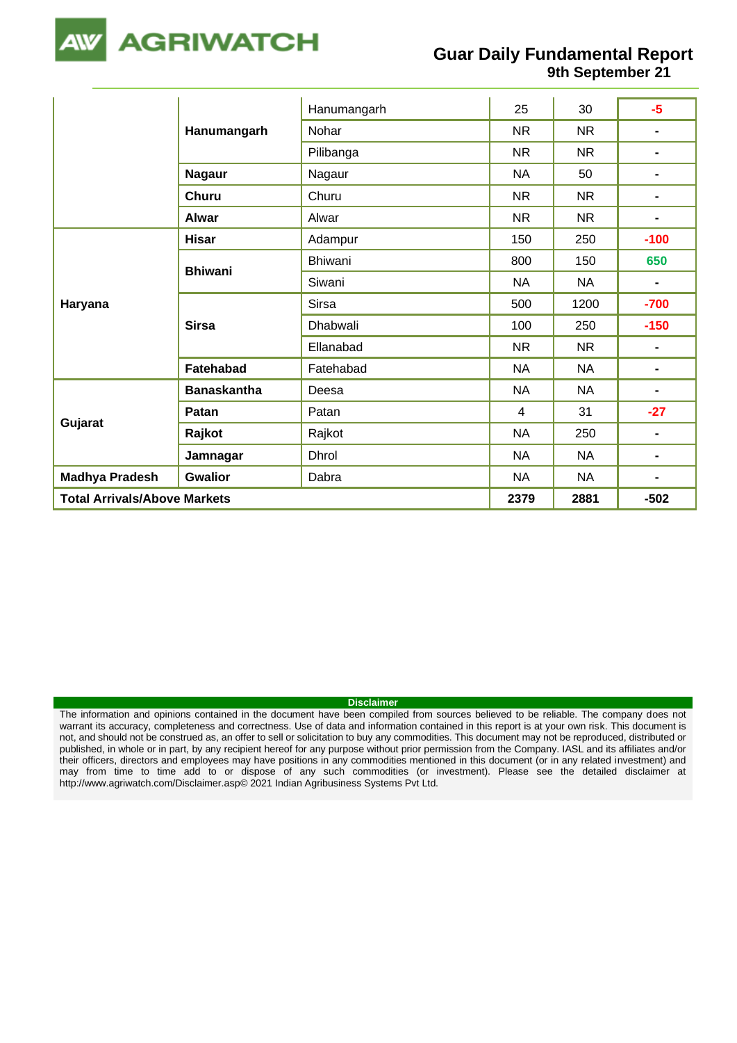| | | | | | |
|---|---|---|---|---|---|
| | Hanumangarh | Hanumangarh | 25 | 30 | -5 |
| | | Nohar | NR | NR | - |
| | | Pilibanga | NR | NR | - |
| | Nagaur | Nagaur | NA | 50 | - |
| | Churu | Churu | NR | NR | - |
| | Alwar | Alwar | NR | NR | - |
| Haryana | Hisar | Adampur | 150 | 250 | -100 |
| | Bhiwani | Bhiwani | 800 | 150 | 650 |
| | | Siwani | NA | NA | - |
| | Sirsa | Sirsa | 500 | 1200 | -700 |
| | | Dhabwali | 100 | 250 | -150 |
| | | Ellanabad | NR | NR | - |
| | Fatehabad | Fatehabad | NA | NA | - |
| Gujarat | Banaskantha | Deesa | NA | NA | - |
| | Patan | Patan | 4 | 31 | -27 |
| | Rajkot | Rajkot | NA | 250 | - |
| | Jamnagar | Dhrol | NA | NA | - |
| Madhya Pradesh | Gwalior | Dabra | NA | NA | - |
| **Total Arrivals/Above Markets** | | | **2379** | **2881** | **-502** |

**Disclaimer**

The information and opinions contained in the document have been compiled from sources believed to be reliable. The company does not warrant its accuracy, completeness and correctness. Use of data and information contained in this report is at your own risk. This document is not, and should not be construed as, an offer to sell or solicitation to buy any commodities. This document may not be reproduced, distributed or published, in whole or in part, by any recipient hereof for any purpose without prior permission from the Company. IASL and its affiliates and/or their officers, directors and employees may have positions in any commodities mentioned in this document (or in any related investment) and may from time to time add to or dispose of any such commodities (or investment). Please see the detailed disclaimer at http://www.agriwatch.com/Disclaimer.asp© 2021 Indian Agribusiness Systems Pvt Ltd.